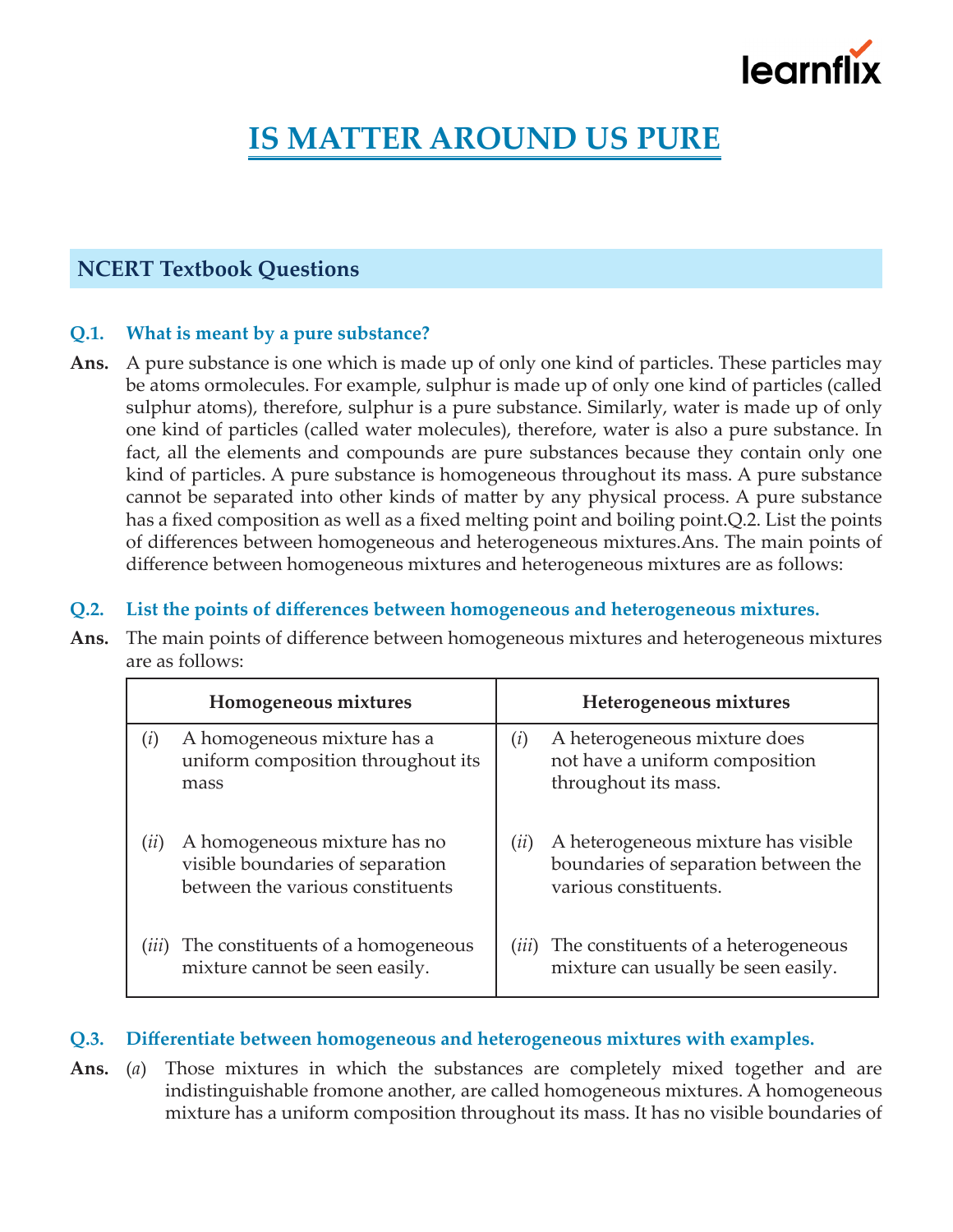# IS MATTER AROUND US PURE

## NCERT Textbook Questions

**Q.1. What is meant by a pure substance?**

**Ans.** A pure substance is one which is made up of only one kind of particles. These particles may be atoms ormolecules. For example, sulphur is made up of only one kind of particles (called sulphur atoms), therefore, sulphur is a pure substance. Similarly, water is made up of only one kind of particles (called water molecules), therefore, water is also a pure substance. In fact, all the elements and compounds are pure substances because they contain only one kind of particles. A pure substance is homogeneous throughout its mass. A pure substance cannot be separated into other kinds of matter by any physical process. A pure substance has a fixed composition as well as a fixed melting point and boiling point.Q.2. List the points of differences between homogeneous and heterogeneous mixtures.Ans. The main points of difference between homogeneous mixtures and heterogeneous mixtures are as follows:

**Q.2. List the points of differences between homogeneous and heterogeneous mixtures.**

**Ans.** The main points of difference between homogeneous mixtures and heterogeneous mixtures are as follows:

| Homogeneous mixtures | Heterogeneous mixtures |
|---|---|
| (*i*) A homogeneous mixture has a uniform composition throughout its mass | (*i*) A heterogeneous mixture does not have a uniform composition throughout its mass. |
| (*ii*) A homogeneous mixture has no visible boundaries of separation between the various constituents | (*ii*) A heterogeneous mixture has visible boundaries of separation between the various constituents. |
| (*iii*) The constituents of a homogeneous mixture cannot be seen easily. | (*iii*) The constituents of a heterogeneous mixture can usually be seen easily. |

**Q.3. Differentiate between homogeneous and heterogeneous mixtures with examples.**

**Ans.** (*a*) Those mixtures in which the substances are completely mixed together and are indistinguishable fromone another, are called homogeneous mixtures. A homogeneous mixture has a uniform composition throughout its mass. It has no visible boundaries of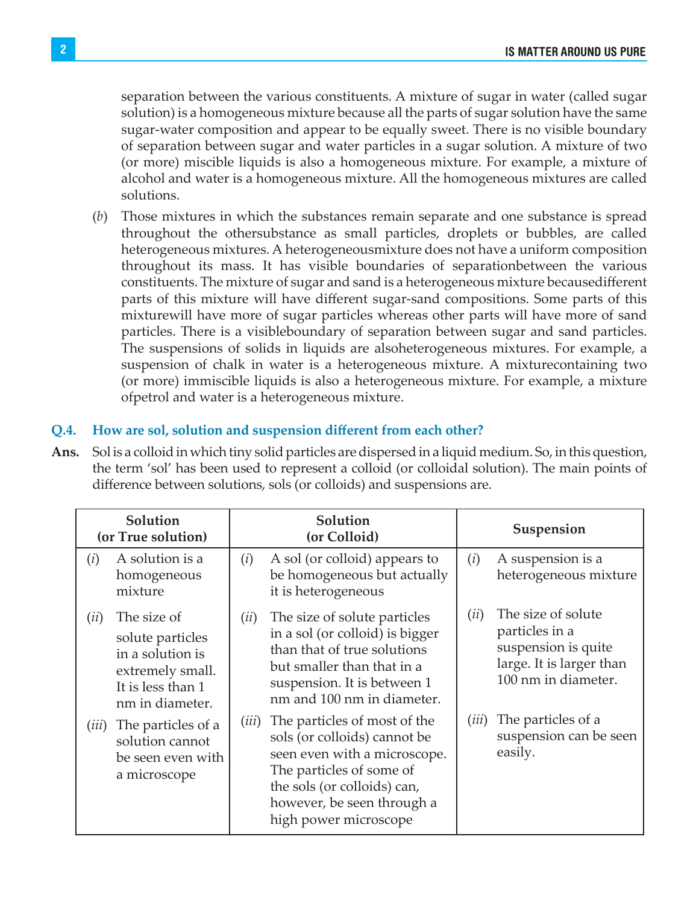separation between the various constituents. A mixture of sugar in water (called sugar solution) is a homogeneous mixture because all the parts of sugar solution have the same sugar-water composition and appear to be equally sweet. There is no visible boundary of separation between sugar and water particles in a sugar solution. A mixture of two (or more) miscible liquids is also a homogeneous mixture. For example, a mixture of alcohol and water is a homogeneous mixture. All the homogeneous mixtures are called solutions.

(*b*) Those mixtures in which the substances remain separate and one substance is spread throughout the othersubstance as small particles, droplets or bubbles, are called heterogeneous mixtures. A heterogeneousmixture does not have a uniform composition throughout its mass. It has visible boundaries of separationbetween the various constituents. The mixture of sugar and sand is a heterogeneous mixture becausedifferent parts of this mixture will have different sugar-sand compositions. Some parts of this mixturewill have more of sugar particles whereas other parts will have more of sand particles. There is a visibleboundary of separation between sugar and sand particles. The suspensions of solids in liquids are alsoheterogeneous mixtures. For example, a suspension of chalk in water is a heterogeneous mixture. A mixturecontaining two (or more) immiscible liquids is also a heterogeneous mixture. For example, a mixture ofpetrol and water is a heterogeneous mixture.

**Q.4. How are sol, solution and suspension different from each other?**

**Ans.** Sol is a colloid in which tiny solid particles are dispersed in a liquid medium. So, in this question, the term 'sol' has been used to represent a colloid (or colloidal solution). The main points of difference between solutions, sols (or colloids) and suspensions are.

| Solution (or True solution) | Solution (or Colloid) | Suspension |
|---|---|---|
| (*i*) A solution is a homogeneous mixture | (*i*) A sol (or colloid) appears to be homogeneous but actually it is heterogeneous | (*i*) A suspension is a heterogeneous mixture |
| (*ii*) The size of solute particles in a solution is extremely small. It is less than 1 nm in diameter. | (*ii*) The size of solute particles in a sol (or colloid) is bigger than that of true solutions but smaller than that in a suspension. It is between 1 nm and 100 nm in diameter. | (*ii*) The size of solute particles in a suspension is quite large. It is larger than 100 nm in diameter. |
| (*iii*) The particles of a solution cannot be seen even with a microscope | (*iii*) The particles of most of the sols (or colloids) cannot be seen even with a microscope. The particles of some of the sols (or colloids) can, however, be seen through a high power microscope | (*iii*) The particles of a suspension can be seen easily. |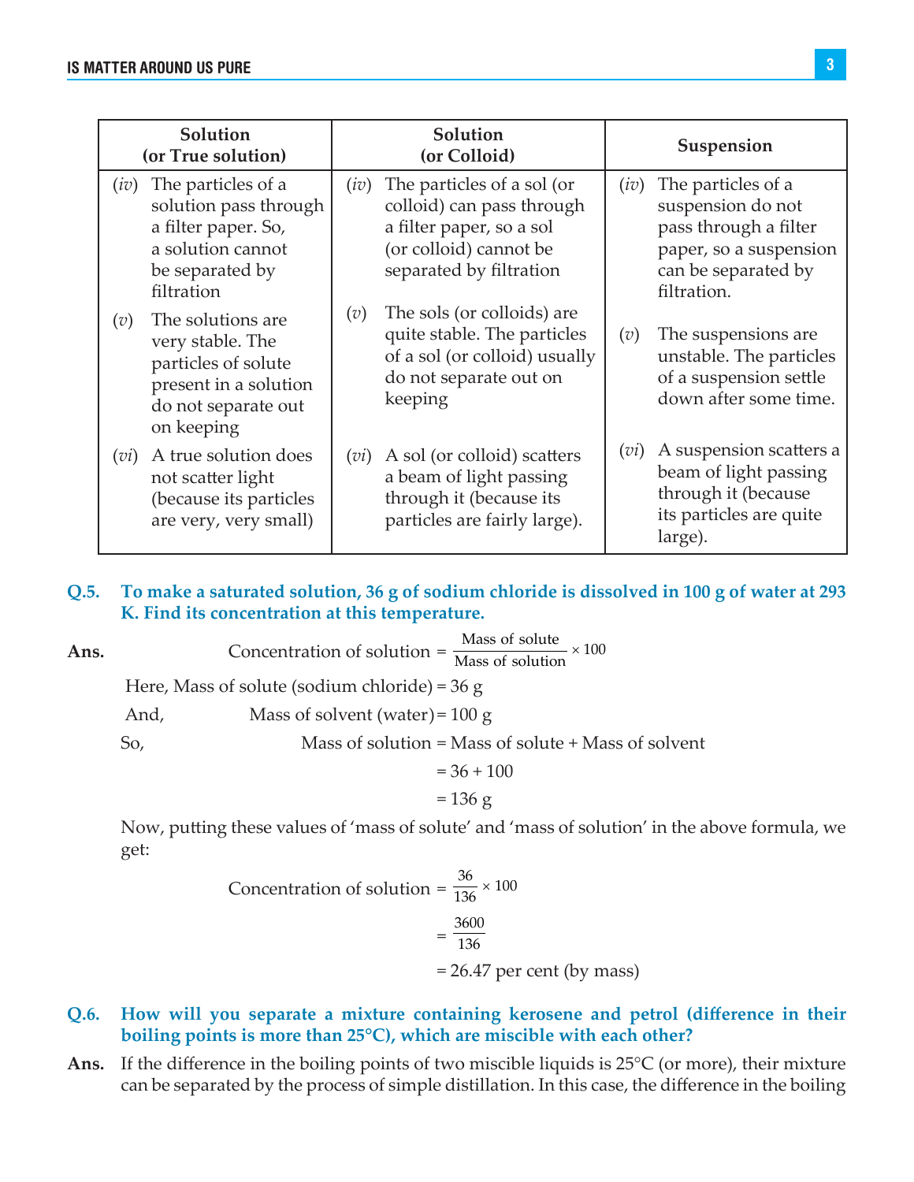| Solution (or True solution) | Solution (or Colloid) | Suspension |
|---|---|---|
| (*iv*) The particles of a solution pass through a filter paper. So, a solution cannot be separated by filtration | (*iv*) The particles of a sol (or colloid) can pass through a filter paper, so a sol (or colloid) cannot be separated by filtration | (*iv*) The particles of a suspension do not pass through a filter paper, so a suspension can be separated by filtration. |
| (*v*) The solutions are very stable. The particles of solute present in a solution do not separate out on keeping | (*v*) The sols (or colloids) are quite stable. The particles of a sol (or colloid) usually do not separate out on keeping | (*v*) The suspensions are unstable. The particles of a suspension settle down after some time. |
| (*vi*) A true solution does not scatter light (because its particles are very, very small) | (*vi*) A sol (or colloid) scatters a beam of light passing through it (because its particles are fairly large). | (*vi*) A suspension scatters a beam of light passing through it (because its particles are quite large). |

**Q.5. To make a saturated solution, 36 g of sodium chloride is dissolved in 100 g of water at 293 K. Find its concentration at this temperature.**

**Ans.**

$$\text{Concentration of solution} = \frac{\text{Mass of solute}}{\text{Mass of solution}} \times 100$$

Here, Mass of solute (sodium chloride) = 36 g

And, Mass of solvent (water) = 100 g

So, Mass of solution = Mass of solute + Mass of solvent

= 36 + 100

= 136 g

Now, putting these values of 'mass of solute' and 'mass of solution' in the above formula, we get:

$$\text{Concentration of solution} = \frac{36}{136} \times 100$$

$$= \frac{3600}{136}$$

= 26.47 per cent (by mass)

**Q.6. How will you separate a mixture containing kerosene and petrol (difference in their boiling points is more than 25°C), which are miscible with each other?**

**Ans.** If the difference in the boiling points of two miscible liquids is 25°C (or more), their mixture can be separated by the process of simple distillation. In this case, the difference in the boiling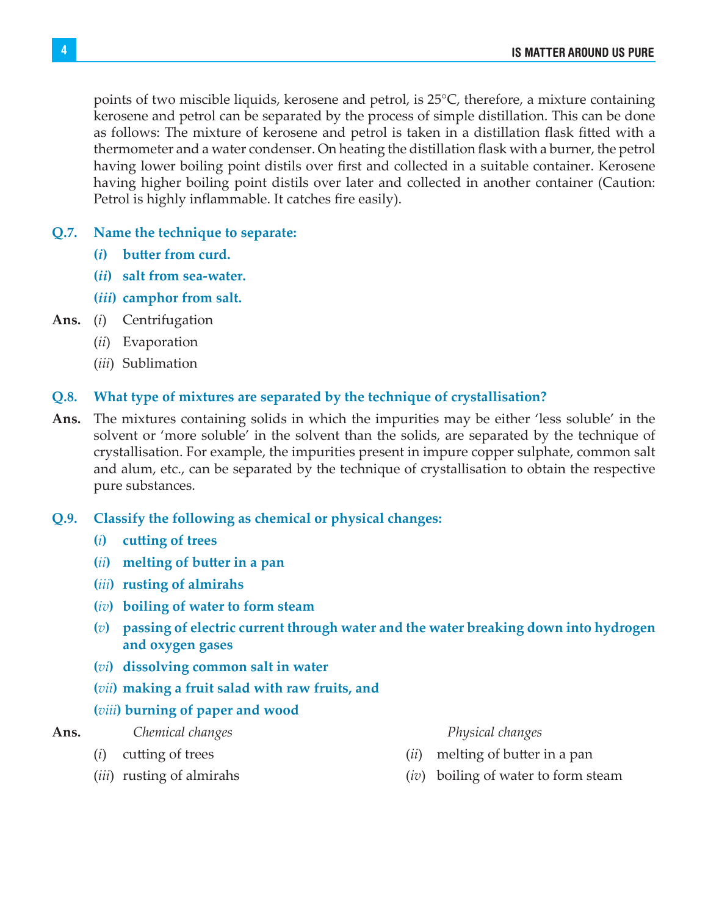points of two miscible liquids, kerosene and petrol, is 25°C, therefore, a mixture containing kerosene and petrol can be separated by the process of simple distillation. This can be done as follows: The mixture of kerosene and petrol is taken in a distillation flask fitted with a thermometer and a water condenser. On heating the distillation flask with a burner, the petrol having lower boiling point distils over first and collected in a suitable container. Kerosene having higher boiling point distils over later and collected in another container (Caution: Petrol is highly inflammable. It catches fire easily).

**Q.7. Name the technique to separate:**

**(*i*) butter from curd.**

**(*ii*) salt from sea-water.**

**(*iii*) camphor from salt.**

**Ans.** (*i*) Centrifugation

(*ii*) Evaporation

(*iii*) Sublimation

**Q.8. What type of mixtures are separated by the technique of crystallisation?**

**Ans.** The mixtures containing solids in which the impurities may be either 'less soluble' in the solvent or 'more soluble' in the solvent than the solids, are separated by the technique of crystallisation. For example, the impurities present in impure copper sulphate, common salt and alum, etc., can be separated by the technique of crystallisation to obtain the respective pure substances.

**Q.9. Classify the following as chemical or physical changes:**

**(*i*) cutting of trees**

**(*ii*) melting of butter in a pan**

**(*iii*) rusting of almirahs**

**(*iv*) boiling of water to form steam**

**(*v*) passing of electric current through water and the water breaking down into hydrogen and oxygen gases**

**(*vi*) dissolving common salt in water**

**(*vii*) making a fruit salad with raw fruits, and**

**(*viii*) burning of paper and wood**

**Ans.**

| *Chemical changes* | *Physical changes* |
|---|---|
| (*i*) cutting of trees | (*ii*) melting of butter in a pan |
| (*iii*) rusting of almirahs | (*iv*) boiling of water to form steam |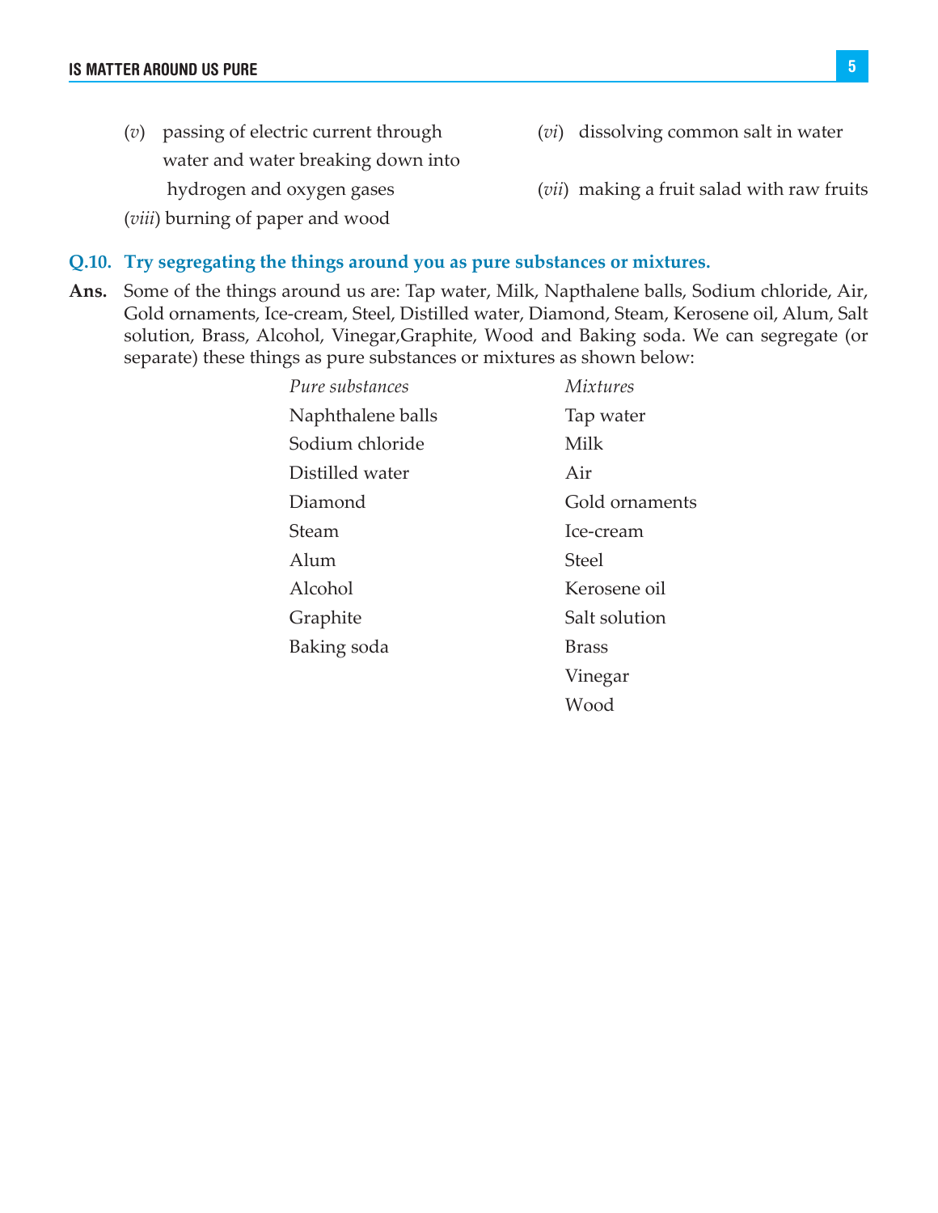(*v*) passing of electric current through water and water breaking down into hydrogen and oxygen gases

(*vi*) dissolving common salt in water

(*vii*) making a fruit salad with raw fruits

(*viii*) burning of paper and wood

**Q.10. Try segregating the things around you as pure substances or mixtures.**

**Ans.** Some of the things around us are: Tap water, Milk, Napthalene balls, Sodium chloride, Air, Gold ornaments, Ice-cream, Steel, Distilled water, Diamond, Steam, Kerosene oil, Alum, Salt solution, Brass, Alcohol, Vinegar,Graphite, Wood and Baking soda. We can segregate (or separate) these things as pure substances or mixtures as shown below:

| *Pure substances* | *Mixtures* |
|---|---|
| Naphthalene balls | Tap water |
| Sodium chloride | Milk |
| Distilled water | Air |
| Diamond | Gold ornaments |
| Steam | Ice-cream |
| Alum | Steel |
| Alcohol | Kerosene oil |
| Graphite | Salt solution |
| Baking soda | Brass |
| | Vinegar |
| | Wood |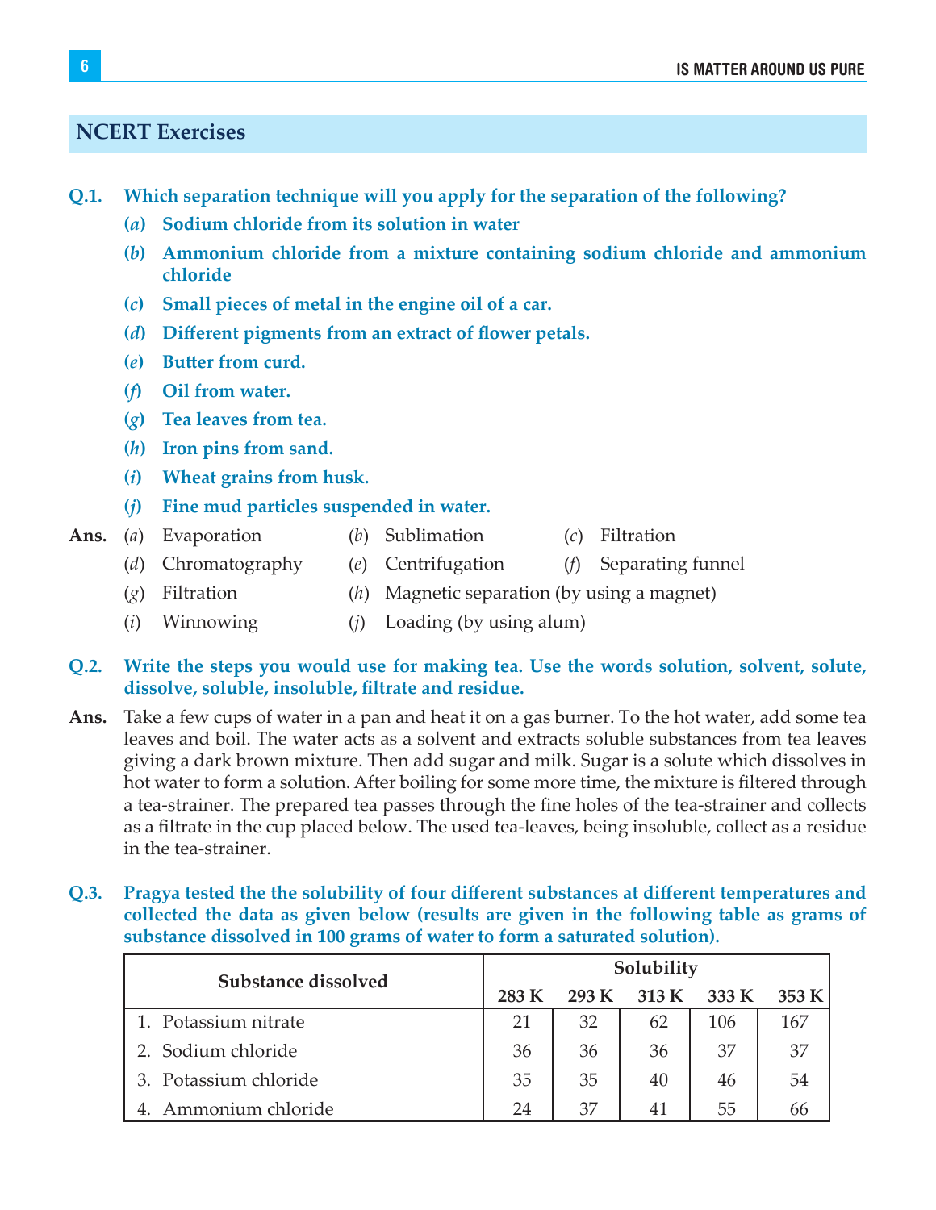## NCERT Exercises

**Q.1. Which separation technique will you apply for the separation of the following?**

**(*a*) Sodium chloride from its solution in water**

**(*b*) Ammonium chloride from a mixture containing sodium chloride and ammonium chloride**

**(*c*) Small pieces of metal in the engine oil of a car.**

**(*d*) Different pigments from an extract of flower petals.**

**(*e*) Butter from curd.**

**(*f*) Oil from water.**

**(*g*) Tea leaves from tea.**

**(*h*) Iron pins from sand.**

**(*i*) Wheat grains from husk.**

**(*j*) Fine mud particles suspended in water.**

**Ans.** (*a*) Evaporation (*b*) Sublimation (*c*) Filtration

(*d*) Chromatography (*e*) Centrifugation (*f*) Separating funnel

(*g*) Filtration (*h*) Magnetic separation (by using a magnet)

(*i*) Winnowing (*j*) Loading (by using alum)

**Q.2. Write the steps you would use for making tea. Use the words solution, solvent, solute, dissolve, soluble, insoluble, filtrate and residue.**

**Ans.** Take a few cups of water in a pan and heat it on a gas burner. To the hot water, add some tea leaves and boil. The water acts as a solvent and extracts soluble substances from tea leaves giving a dark brown mixture. Then add sugar and milk. Sugar is a solute which dissolves in hot water to form a solution. After boiling for some more time, the mixture is filtered through a tea-strainer. The prepared tea passes through the fine holes of the tea-strainer and collects as a filtrate in the cup placed below. The used tea-leaves, being insoluble, collect as a residue in the tea-strainer.

**Q.3. Pragya tested the the solubility of four different substances at different temperatures and collected the data as given below (results are given in the following table as grams of substance dissolved in 100 grams of water to form a saturated solution).**

| Substance dissolved | Solubility | | | | |
|---|---|---|---|---|---|
| | 283 K | 293 K | 313 K | 333 K | 353 K |
| 1. Potassium nitrate | 21 | 32 | 62 | 106 | 167 |
| 2. Sodium chloride | 36 | 36 | 36 | 37 | 37 |
| 3. Potassium chloride | 35 | 35 | 40 | 46 | 54 |
| 4. Ammonium chloride | 24 | 37 | 41 | 55 | 66 |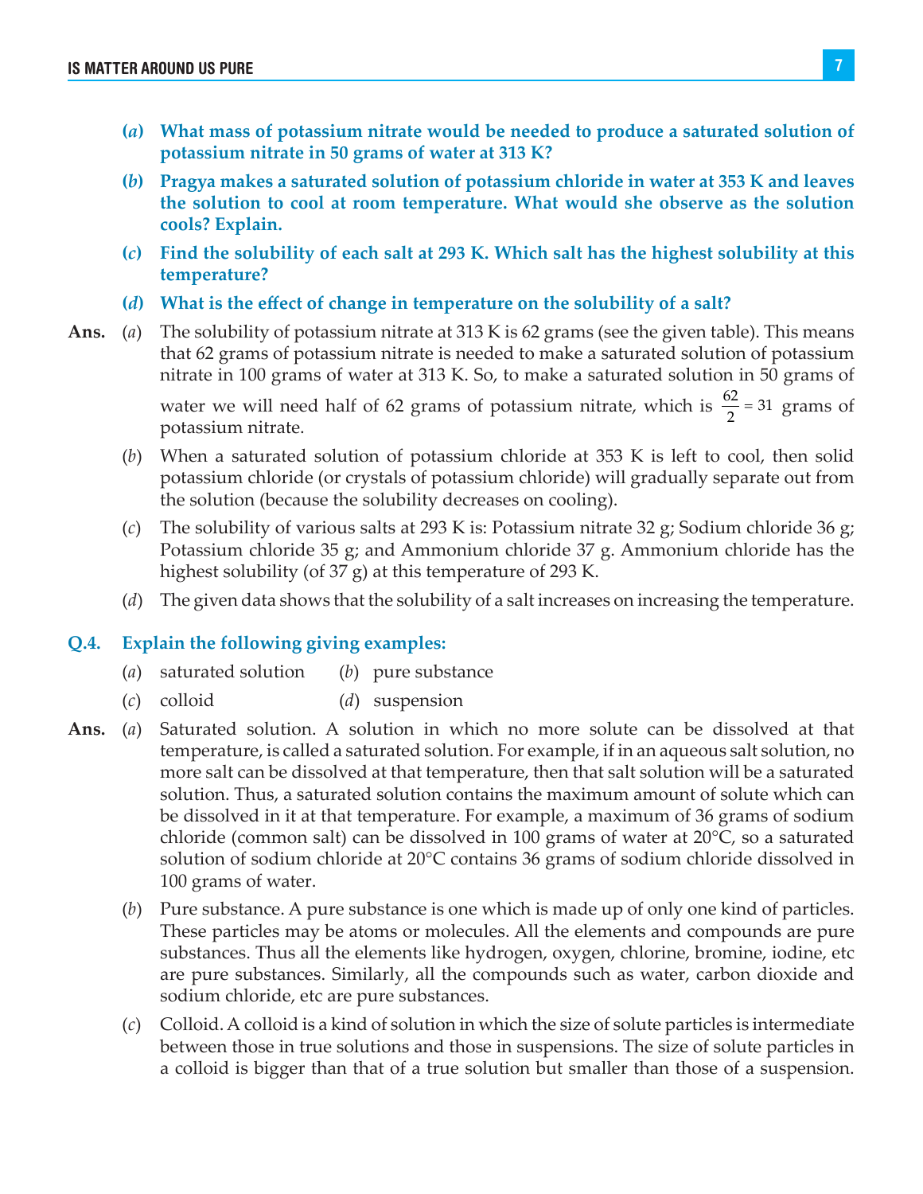**(*a*) What mass of potassium nitrate would be needed to produce a saturated solution of potassium nitrate in 50 grams of water at 313 K?**

**(*b*) Pragya makes a saturated solution of potassium chloride in water at 353 K and leaves the solution to cool at room temperature. What would she observe as the solution cools? Explain.**

**(*c*) Find the solubility of each salt at 293 K. Which salt has the highest solubility at this temperature?**

**(*d*) What is the effect of change in temperature on the solubility of a salt?**

**Ans.** (*a*) The solubility of potassium nitrate at 313 K is 62 grams (see the given table). This means that 62 grams of potassium nitrate is needed to make a saturated solution of potassium nitrate in 100 grams of water at 313 K. So, to make a saturated solution in 50 grams of water we will need half of 62 grams of potassium nitrate, which is $\frac{62}{2} = 31$ grams of potassium nitrate.

(*b*) When a saturated solution of potassium chloride at 353 K is left to cool, then solid potassium chloride (or crystals of potassium chloride) will gradually separate out from the solution (because the solubility decreases on cooling).

(*c*) The solubility of various salts at 293 K is: Potassium nitrate 32 g; Sodium chloride 36 g; Potassium chloride 35 g; and Ammonium chloride 37 g. Ammonium chloride has the highest solubility (of 37 g) at this temperature of 293 K.

(*d*) The given data shows that the solubility of a salt increases on increasing the temperature.

**Q.4. Explain the following giving examples:**

(*a*) saturated solution (*b*) pure substance

(*c*) colloid (*d*) suspension

**Ans.** (*a*) Saturated solution. A solution in which no more solute can be dissolved at that temperature, is called a saturated solution. For example, if in an aqueous salt solution, no more salt can be dissolved at that temperature, then that salt solution will be a saturated solution. Thus, a saturated solution contains the maximum amount of solute which can be dissolved in it at that temperature. For example, a maximum of 36 grams of sodium chloride (common salt) can be dissolved in 100 grams of water at 20°C, so a saturated solution of sodium chloride at 20°C contains 36 grams of sodium chloride dissolved in 100 grams of water.

(*b*) Pure substance. A pure substance is one which is made up of only one kind of particles. These particles may be atoms or molecules. All the elements and compounds are pure substances. Thus all the elements like hydrogen, oxygen, chlorine, bromine, iodine, etc are pure substances. Similarly, all the compounds such as water, carbon dioxide and sodium chloride, etc are pure substances.

(*c*) Colloid. A colloid is a kind of solution in which the size of solute particles is intermediate between those in true solutions and those in suspensions. The size of solute particles in a colloid is bigger than that of a true solution but smaller than those of a suspension.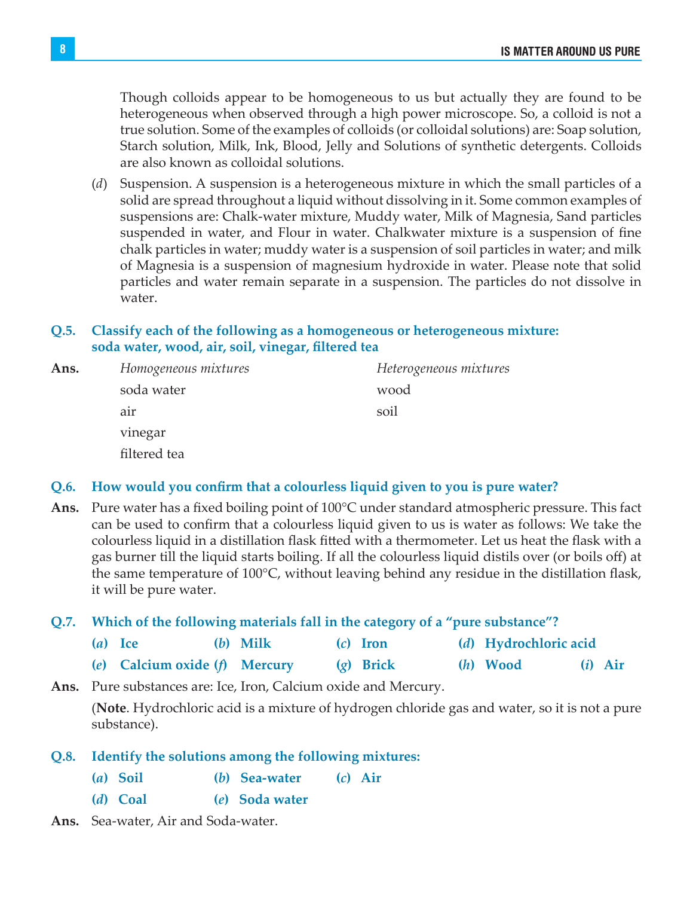Though colloids appear to be homogeneous to us but actually they are found to be heterogeneous when observed through a high power microscope. So, a colloid is not a true solution. Some of the examples of colloids (or colloidal solutions) are: Soap solution, Starch solution, Milk, Ink, Blood, Jelly and Solutions of synthetic detergents. Colloids are also known as colloidal solutions.

(*d*) Suspension. A suspension is a heterogeneous mixture in which the small particles of a solid are spread throughout a liquid without dissolving in it. Some common examples of suspensions are: Chalk-water mixture, Muddy water, Milk of Magnesia, Sand particles suspended in water, and Flour in water. Chalkwater mixture is a suspension of fine chalk particles in water; muddy water is a suspension of soil particles in water; and milk of Magnesia is a suspension of magnesium hydroxide in water. Please note that solid particles and water remain separate in a suspension. The particles do not dissolve in water.

**Q.5. Classify each of the following as a homogeneous or heterogeneous mixture: soda water, wood, air, soil, vinegar, filtered tea**

**Ans.**

| *Homogeneous mixtures* | *Heterogeneous mixtures* |
|---|---|
| soda water | wood |
| air | soil |
| vinegar | |
| filtered tea | |

**Q.6. How would you confirm that a colourless liquid given to you is pure water?**

**Ans.** Pure water has a fixed boiling point of 100°C under standard atmospheric pressure. This fact can be used to confirm that a colourless liquid given to us is water as follows: We take the colourless liquid in a distillation flask fitted with a thermometer. Let us heat the flask with a gas burner till the liquid starts boiling. If all the colourless liquid distils over (or boils off) at the same temperature of 100°C, without leaving behind any residue in the distillation flask, it will be pure water.

**Q.7. Which of the following materials fall in the category of a "pure substance"?**

**(*a*) Ice** **(*b*) Milk** **(*c*) Iron** **(*d*) Hydrochloric acid**
**(*e*) Calcium oxide** **(*f*) Mercury** **(*g*) Brick** **(*h*) Wood** **(*i*) Air**

**Ans.** Pure substances are: Ice, Iron, Calcium oxide and Mercury.

(**Note**. Hydrochloric acid is a mixture of hydrogen chloride gas and water, so it is not a pure substance).

**Q.8. Identify the solutions among the following mixtures:**

**(*a*) Soil** **(*b*) Sea-water** **(*c*) Air**
**(*d*) Coal** **(*e*) Soda water**

**Ans.** Sea-water, Air and Soda-water.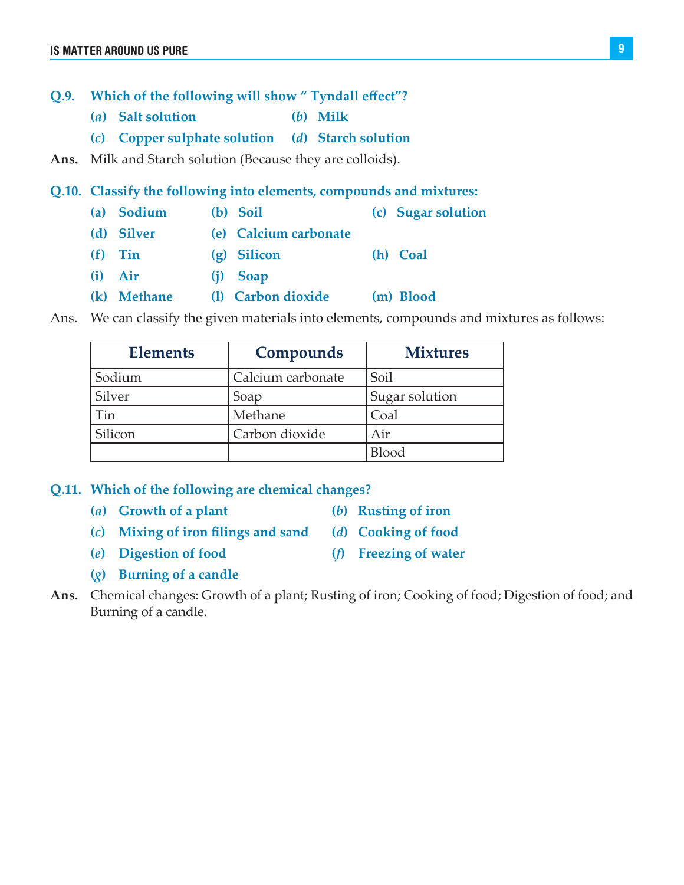**Q.9. Which of the following will show " Tyndall effect"?**

**(*a*) Salt solution** **(*b*) Milk**

**(*c*) Copper sulphate solution** **(*d*) Starch solution**

**Ans.** Milk and Starch solution (Because they are colloids).

**Q.10. Classify the following into elements, compounds and mixtures:**

**(a) Sodium** **(b) Soil** **(c) Sugar solution**

**(d) Silver** **(e) Calcium carbonate**

**(f) Tin** **(g) Silicon** **(h) Coal**

**(i) Air** **(j) Soap**

**(k) Methane** **(l) Carbon dioxide** **(m) Blood**

Ans. We can classify the given materials into elements, compounds and mixtures as follows:

| Elements | Compounds | Mixtures |
|---|---|---|
| Sodium | Calcium carbonate | Soil |
| Silver | Soap | Sugar solution |
| Tin | Methane | Coal |
| Silicon | Carbon dioxide | Air |
| | | Blood |

**Q.11. Which of the following are chemical changes?**

**(*a*) Growth of a plant** **(*b*) Rusting of iron**

**(*c*) Mixing of iron filings and sand** **(*d*) Cooking of food**

**(*e*) Digestion of food** **(*f*) Freezing of water**

**(*g*) Burning of a candle**

**Ans.** Chemical changes: Growth of a plant; Rusting of iron; Cooking of food; Digestion of food; and Burning of a candle.